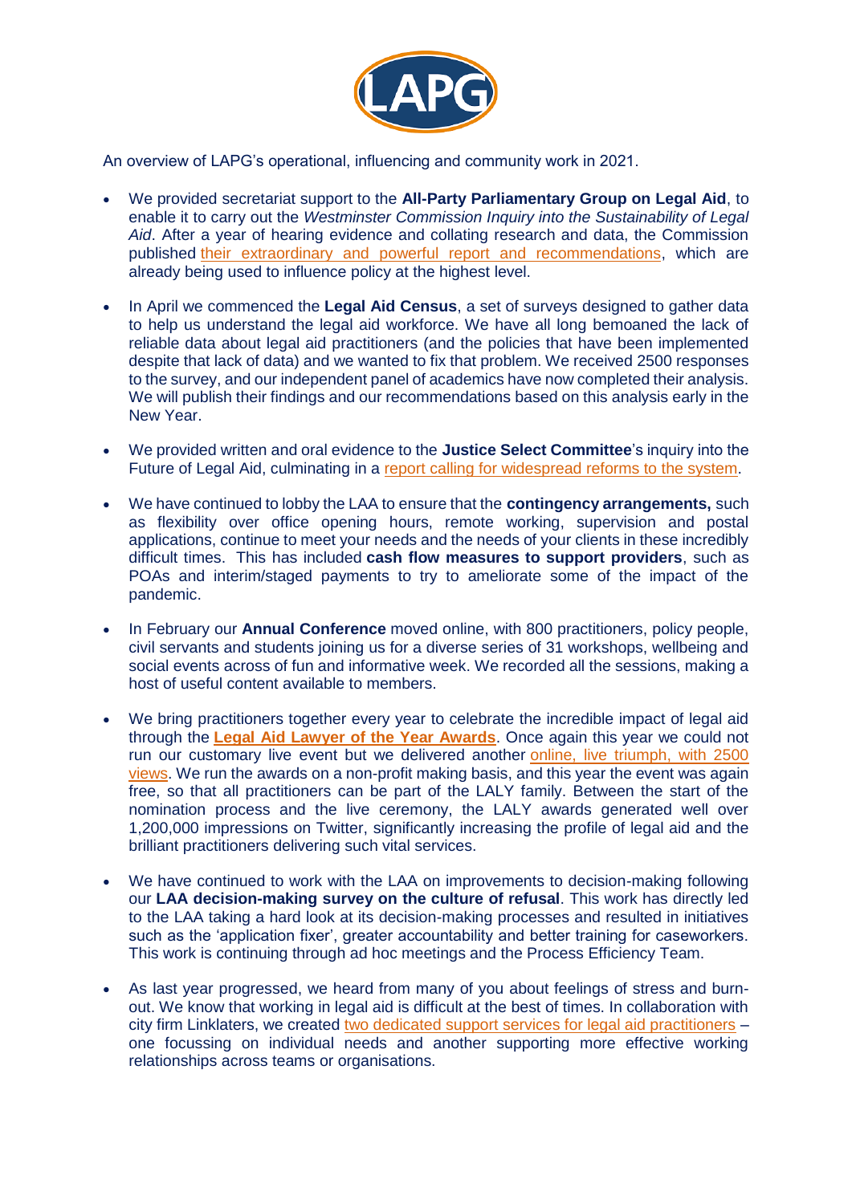LAPG

An overview of LAPG's operational, influencing and community work in 2021.

- We provided secretariat support to the **All-Party Parliamentary Group on Legal Aid**, to enable it to carry out the *Westminster Commission Inquiry into the Sustainability of Legal Aid*. After a year of hearing evidence and collating research and data, the Commission published their extraordinary and powerful report and recommendations, which are already being used to influence policy at the highest level.

- In April we commenced the **Legal Aid Census**, a set of surveys designed to gather data to help us understand the legal aid workforce. We have all long bemoaned the lack of reliable data about legal aid practitioners (and the policies that have been implemented despite that lack of data) and we wanted to fix that problem. We received 2500 responses to the survey, and our independent panel of academics have now completed their analysis. We will publish their findings and our recommendations based on this analysis early in the New Year.

- We provided written and oral evidence to the **Justice Select Committee**'s inquiry into the Future of Legal Aid, culminating in a report calling for widespread reforms to the system.

- We have continued to lobby the LAA to ensure that the **contingency arrangements,** such as flexibility over office opening hours, remote working, supervision and postal applications, continue to meet your needs and the needs of your clients in these incredibly difficult times. This has included **cash flow measures to support providers**, such as POAs and interim/staged payments to try to ameliorate some of the impact of the pandemic.

- In February our **Annual Conference** moved online, with 800 practitioners, policy people, civil servants and students joining us for a diverse series of 31 workshops, wellbeing and social events across of fun and informative week. We recorded all the sessions, making a host of useful content available to members.

- We bring practitioners together every year to celebrate the incredible impact of legal aid through the **Legal Aid Lawyer of the Year Awards**. Once again this year we could not run our customary live event but we delivered another online, live triumph, with 2500 views. We run the awards on a non-profit making basis, and this year the event was again free, so that all practitioners can be part of the LALY family. Between the start of the nomination process and the live ceremony, the LALY awards generated well over 1,200,000 impressions on Twitter, significantly increasing the profile of legal aid and the brilliant practitioners delivering such vital services.

- We have continued to work with the LAA on improvements to decision-making following our **LAA decision-making survey on the culture of refusal**. This work has directly led to the LAA taking a hard look at its decision-making processes and resulted in initiatives such as the 'application fixer', greater accountability and better training for caseworkers. This work is continuing through ad hoc meetings and the Process Efficiency Team.

- As last year progressed, we heard from many of you about feelings of stress and burn-out. We know that working in legal aid is difficult at the best of times. In collaboration with city firm Linklaters, we created two dedicated support services for legal aid practitioners – one focussing on individual needs and another supporting more effective working relationships across teams or organisations.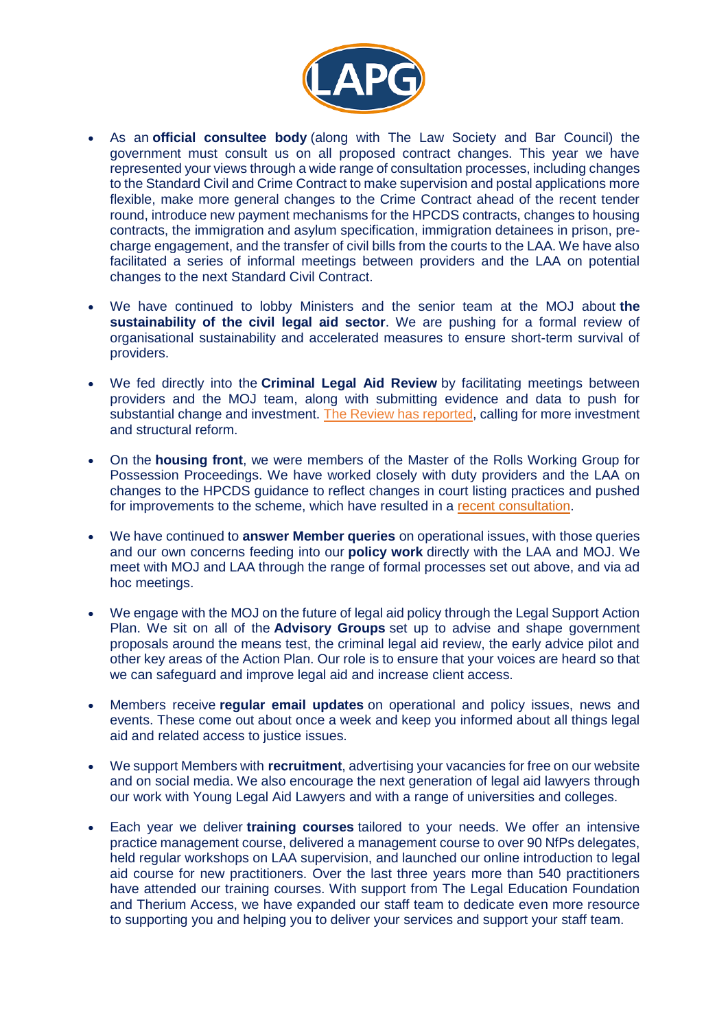- As an **official consultee body** (along with The Law Society and Bar Council) the government must consult us on all proposed contract changes. This year we have represented your views through a wide range of consultation processes, including changes to the Standard Civil and Crime Contract to make supervision and postal applications more flexible, make more general changes to the Crime Contract ahead of the recent tender round, introduce new payment mechanisms for the HPCDS contracts, changes to housing contracts, the immigration and asylum specification, immigration detainees in prison, pre-charge engagement, and the transfer of civil bills from the courts to the LAA. We have also facilitated a series of informal meetings between providers and the LAA on potential changes to the next Standard Civil Contract.

- We have continued to lobby Ministers and the senior team at the MOJ about **the sustainability of the civil legal aid sector**. We are pushing for a formal review of organisational sustainability and accelerated measures to ensure short-term survival of providers.

- We fed directly into the **Criminal Legal Aid Review** by facilitating meetings between providers and the MOJ team, along with submitting evidence and data to push for substantial change and investment. The Review has reported, calling for more investment and structural reform.

- On the **housing front**, we were members of the Master of the Rolls Working Group for Possession Proceedings. We have worked closely with duty providers and the LAA on changes to the HPCDS guidance to reflect changes in court listing practices and pushed for improvements to the scheme, which have resulted in a recent consultation.

- We have continued to **answer Member queries** on operational issues, with those queries and our own concerns feeding into our **policy work** directly with the LAA and MOJ. We meet with MOJ and LAA through the range of formal processes set out above, and via ad hoc meetings.

- We engage with the MOJ on the future of legal aid policy through the Legal Support Action Plan. We sit on all of the **Advisory Groups** set up to advise and shape government proposals around the means test, the criminal legal aid review, the early advice pilot and other key areas of the Action Plan. Our role is to ensure that your voices are heard so that we can safeguard and improve legal aid and increase client access.

- Members receive **regular email updates** on operational and policy issues, news and events. These come out about once a week and keep you informed about all things legal aid and related access to justice issues.

- We support Members with **recruitment**, advertising your vacancies for free on our website and on social media. We also encourage the next generation of legal aid lawyers through our work with Young Legal Aid Lawyers and with a range of universities and colleges.

- Each year we deliver **training courses** tailored to your needs. We offer an intensive practice management course, delivered a management course to over 90 NfPs delegates, held regular workshops on LAA supervision, and launched our online introduction to legal aid course for new practitioners. Over the last three years more than 540 practitioners have attended our training courses. With support from The Legal Education Foundation and Therium Access, we have expanded our staff team to dedicate even more resource to supporting you and helping you to deliver your services and support your staff team.